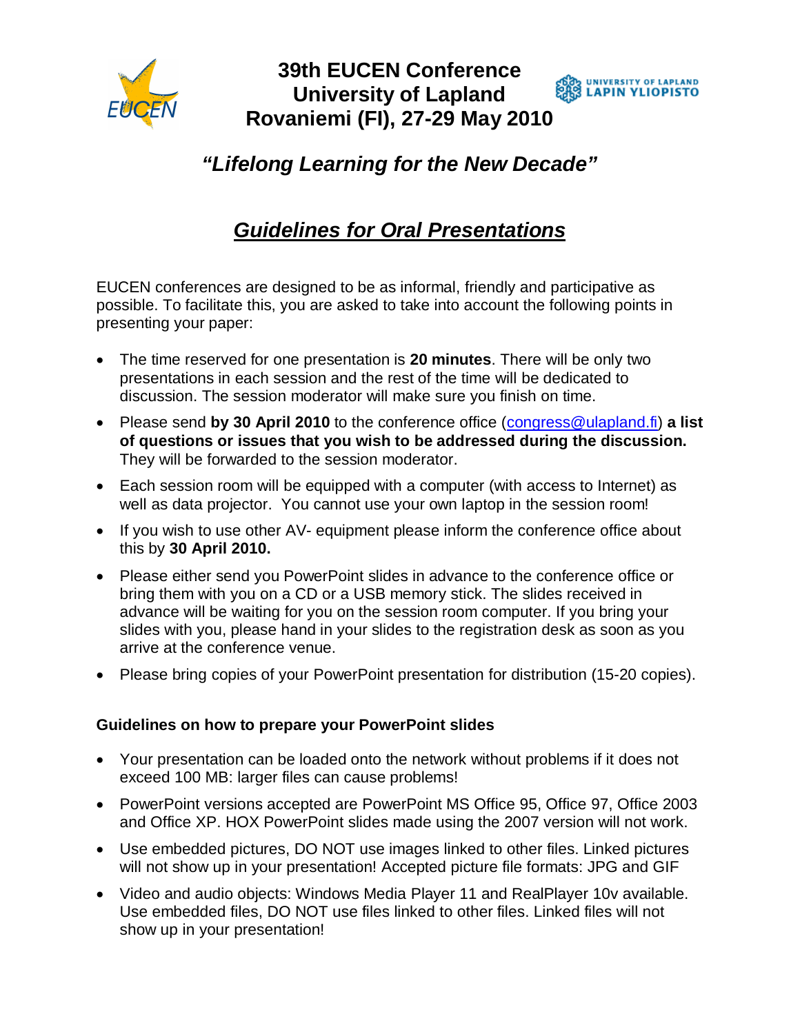# 39th EUCEN Conference
# University of Lapland
# Rovaniemi (FI), 27-29 May 2010

UNIVERSITY OF LAPLAND
LAPIN YLIOPISTO

## *"Lifelong Learning for the New Decade"*

## ***Guidelines for Oral Presentations***

EUCEN conferences are designed to be as informal, friendly and participative as possible. To facilitate this, you are asked to take into account the following points in presenting your paper:

- The time reserved for one presentation is **20 minutes**. There will be only two presentations in each session and the rest of the time will be dedicated to discussion. The session moderator will make sure you finish on time.
- Please send **by 30 April 2010** to the conference office (congress@ulapland.fi) **a list of questions or issues that you wish to be addressed during the discussion.** They will be forwarded to the session moderator.
- Each session room will be equipped with a computer (with access to Internet) as well as data projector. You cannot use your own laptop in the session room!
- If you wish to use other AV- equipment please inform the conference office about this by **30 April 2010.**
- Please either send you PowerPoint slides in advance to the conference office or bring them with you on a CD or a USB memory stick. The slides received in advance will be waiting for you on the session room computer. If you bring your slides with you, please hand in your slides to the registration desk as soon as you arrive at the conference venue.
- Please bring copies of your PowerPoint presentation for distribution (15-20 copies).

**Guidelines on how to prepare your PowerPoint slides**

- Your presentation can be loaded onto the network without problems if it does not exceed 100 MB: larger files can cause problems!
- PowerPoint versions accepted are PowerPoint MS Office 95, Office 97, Office 2003 and Office XP. HOX PowerPoint slides made using the 2007 version will not work.
- Use embedded pictures, DO NOT use images linked to other files. Linked pictures will not show up in your presentation! Accepted picture file formats: JPG and GIF
- Video and audio objects: Windows Media Player 11 and RealPlayer 10v available. Use embedded files, DO NOT use files linked to other files. Linked files will not show up in your presentation!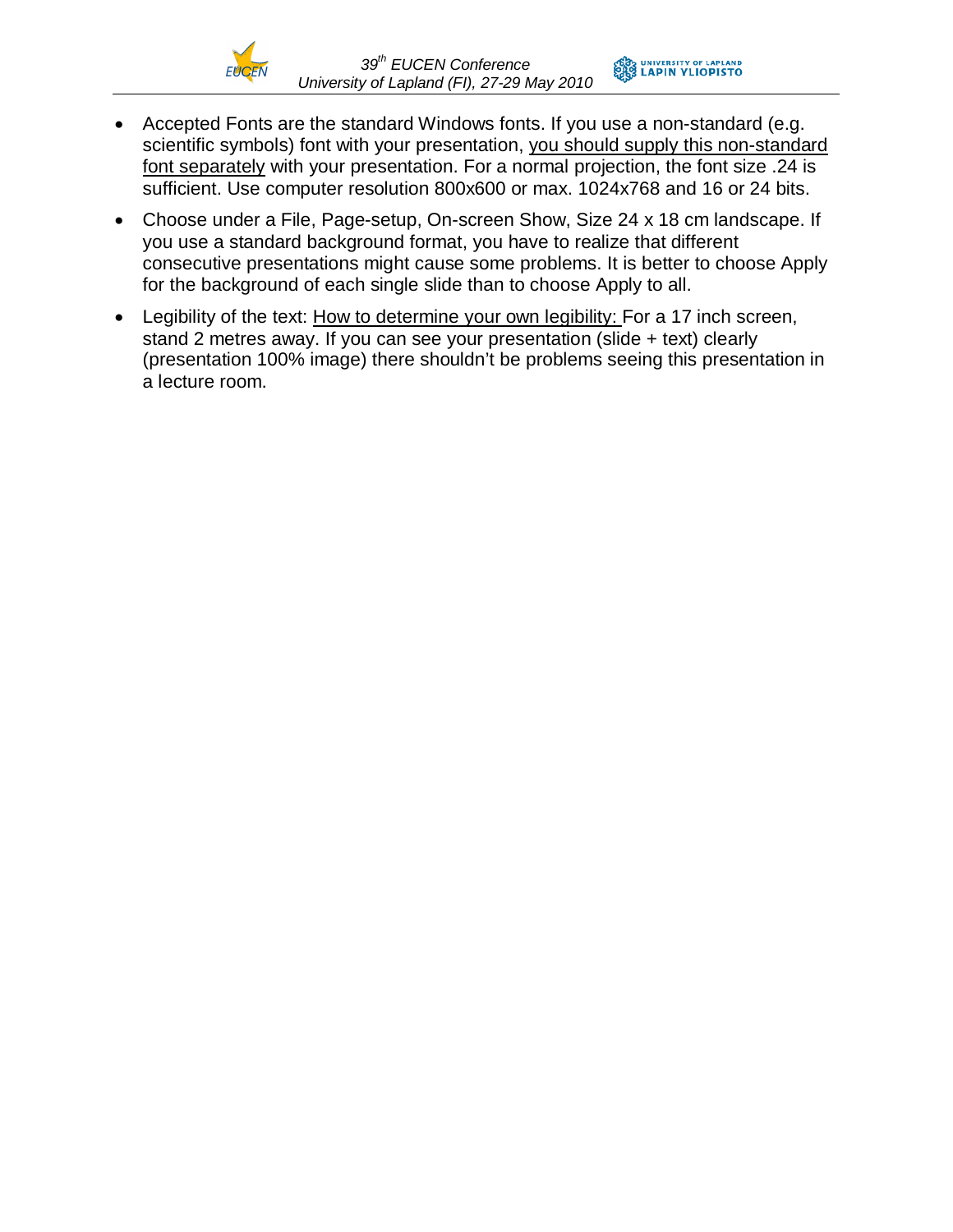- Accepted Fonts are the standard Windows fonts. If you use a non-standard (e.g. scientific symbols) font with your presentation, <u>you should supply this non-standard font separately</u> with your presentation. For a normal projection, the font size .24 is sufficient. Use computer resolution 800x600 or max. 1024x768 and 16 or 24 bits.
- Choose under a File, Page-setup, On-screen Show, Size 24 x 18 cm landscape. If you use a standard background format, you have to realize that different consecutive presentations might cause some problems. It is better to choose Apply for the background of each single slide than to choose Apply to all.
- Legibility of the text: <u>How to determine your own legibility:</u> For a 17 inch screen, stand 2 metres away. If you can see your presentation (slide + text) clearly (presentation 100% image) there shouldn't be problems seeing this presentation in a lecture room.